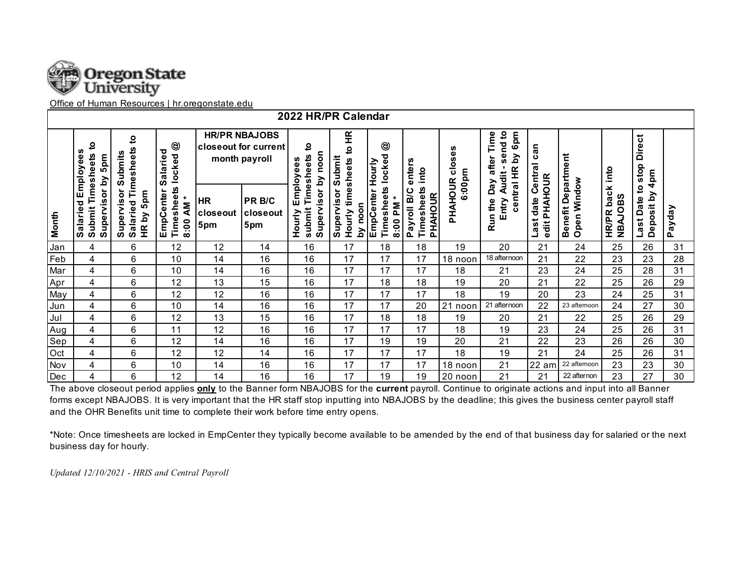Oregon State University

Office of Human Resources | hr.oregonstate.edu

## 2022 HR/PR Calendar

| Month | Salaried Employees Submit Timesheets to Supervisor by 5pm | Supervisor Submits Salaried Timesheets to HR by 5pm | EmpCenter Salaried Timesheets locked @ 8:00 AM * | HR/PR NBAJOBS closeout for current month payroll | | Hourly Employees submit Timesheets to Supervisor by noon | Supervisor Submit Hourly timesheets to HR by noon | EmpCenter Hourly Timesheets locked @ 8:00 PM * | Payroll B/C enters Timesheets into PHAHOUR | PHAHOUR closes 6:00pm | Run the Day after Time Entry Audit - send to central HR by 6pm | Last date Central can edit PHAHOUR | Benefit Department Open Window | HR/PR back into NBAJOBS | Last Date to stop Direct Deposit by 4pm | Payday |
|---|---|---|---|---|---|---|---|---|---|---|---|---|---|---|---|---|
| | | | | HR closeout 5pm | PR B/C closeout 5pm | | | | | | | | | | | |
| Jan | 4 | 6 | 12 | 12 | 14 | 16 | 17 | 18 | 18 | 19 | 20 | 21 | 24 | 25 | 26 | 31 |
| Feb | 4 | 6 | 10 | 14 | 16 | 16 | 17 | 17 | 17 | 18 noon | 18 afternoon | 21 | 22 | 23 | 23 | 28 |
| Mar | 4 | 6 | 10 | 14 | 16 | 16 | 17 | 17 | 17 | 18 | 21 | 23 | 24 | 25 | 28 | 31 |
| Apr | 4 | 6 | 12 | 13 | 15 | 16 | 17 | 18 | 18 | 19 | 20 | 21 | 22 | 25 | 26 | 29 |
| May | 4 | 6 | 12 | 12 | 16 | 16 | 17 | 17 | 17 | 18 | 19 | 20 | 23 | 24 | 25 | 31 |
| Jun | 4 | 6 | 10 | 14 | 16 | 16 | 17 | 17 | 20 | 21 noon | 21 afternoon | 22 | 23 afternoon | 24 | 27 | 30 |
| Jul | 4 | 6 | 12 | 13 | 15 | 16 | 17 | 18 | 18 | 19 | 20 | 21 | 22 | 25 | 26 | 29 |
| Aug | 4 | 6 | 11 | 12 | 16 | 16 | 17 | 17 | 17 | 18 | 19 | 23 | 24 | 25 | 26 | 31 |
| Sep | 4 | 6 | 12 | 14 | 16 | 16 | 17 | 19 | 19 | 20 | 21 | 22 | 23 | 26 | 26 | 30 |
| Oct | 4 | 6 | 12 | 12 | 14 | 16 | 17 | 17 | 17 | 18 | 19 | 21 | 24 | 25 | 26 | 31 |
| Nov | 4 | 6 | 10 | 14 | 16 | 16 | 17 | 17 | 17 | 18 noon | 21 | 22 am | 22 afternoon | 23 | 23 | 30 |
| Dec | 4 | 6 | 12 | 14 | 16 | 16 | 17 | 19 | 19 | 20 noon | 21 | 21 | 22 afternon | 23 | 27 | 30 |

The above closeout period applies **only** to the Banner form NBAJOBS for the **current** payroll. Continue to originate actions and input into all Banner forms except NBAJOBS. It is very important that the HR staff stop inputting into NBAJOBS by the deadline; this gives the business center payroll staff and the OHR Benefits unit time to complete their work before time entry opens.

*Note: Once timesheets are locked in EmpCenter they typically become available to be amended by the end of that business day for salaried or the next business day for hourly.

*Updated 12/10/2021 - HRIS and Central Payroll*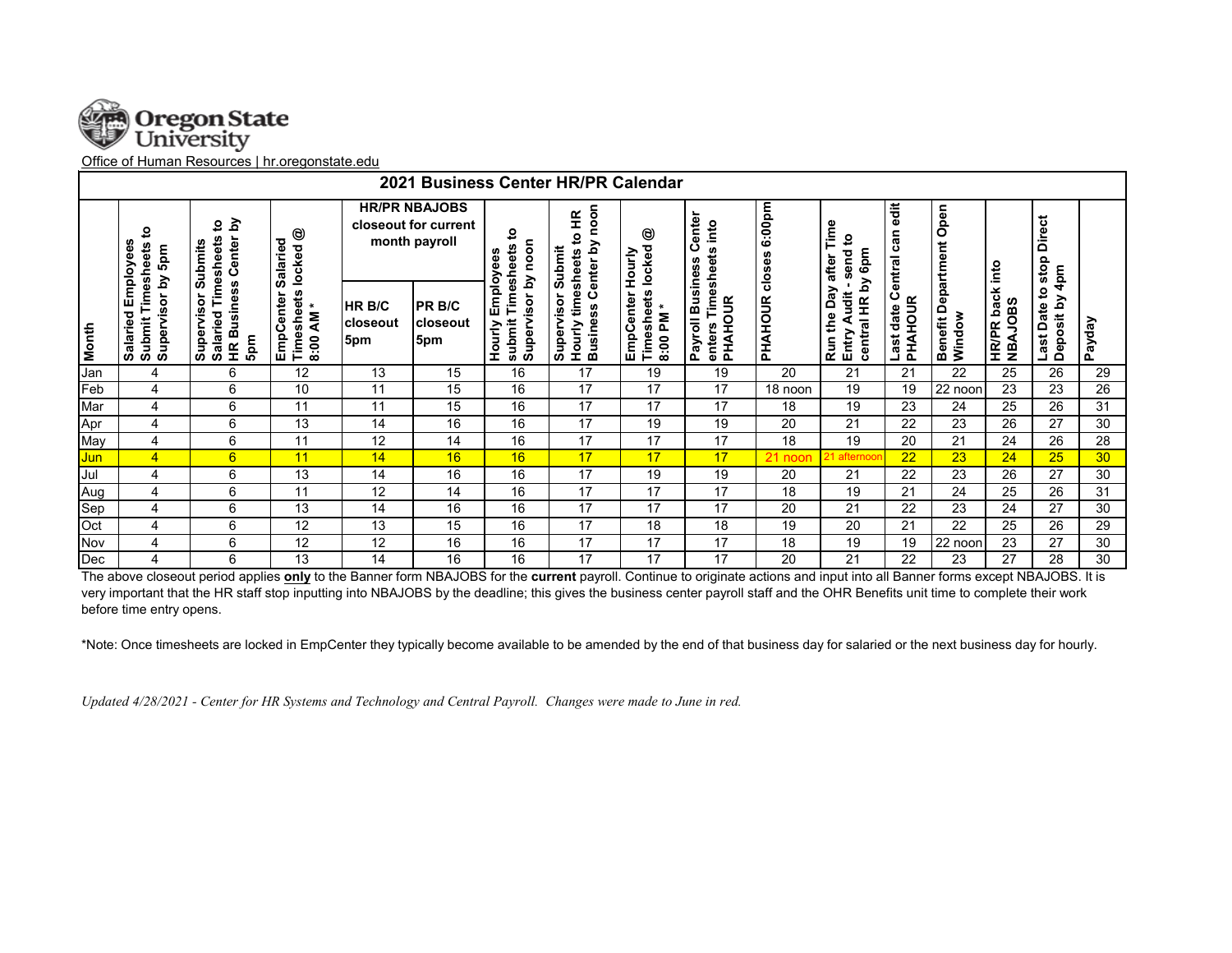Oregon State University

Office of Human Resources | hr.oregonstate.edu

## 2021 Business Center HR/PR Calendar

| Month | Salaried Employees Submit Timesheets to Supervisor by 5pm | Supervisor Submits Salaried Timesheets to HR Business Center by 5pm | EmpCenter Salaried Timesheets locked @ 8:00 AM * | HR/PR NBAJOBS closeout for current month payroll | | Hourly Employees submit Timesheets to Supervisor by noon | Supervisor Submit Hourly timesheets to HR Business Center by noon | EmpCenter Hourly Timesheets locked @ 8:00 PM * | Payroll Business Center enters Timesheets into PHAHOUR | PHAHOUR closes 6:00pm | Run the Day after Time Entry Audit - send to central HR by 6pm | Last date Central can edit PHAHOUR | Benefit Department Open Window | HR/PR back into NBAJOBS | Last Date to stop Direct Deposit by 4pm | Payday |
|---|---|---|---|---|---|---|---|---|---|---|---|---|---|---|---|---|
| | | | | HR B/C closeout 5pm | PR B/C closeout 5pm | | | | | | | | | | | |
| Jan | 4 | 6 | 12 | 13 | 15 | 16 | 17 | 19 | 19 | 20 | 21 | 21 | 22 | 25 | 26 | 29 |
| Feb | 4 | 6 | 10 | 11 | 15 | 16 | 17 | 17 | 17 | 18 noon | 19 | 19 | 22 noon | 23 | 23 | 26 |
| Mar | 4 | 6 | 11 | 11 | 15 | 16 | 17 | 17 | 17 | 18 | 19 | 23 | 24 | 25 | 26 | 31 |
| Apr | 4 | 6 | 13 | 14 | 16 | 16 | 17 | 19 | 19 | 20 | 21 | 22 | 23 | 26 | 27 | 30 |
| May | 4 | 6 | 11 | 12 | 14 | 16 | 17 | 17 | 17 | 18 | 19 | 20 | 21 | 24 | 26 | 28 |
| Jun | 4 | 6 | 11 | 14 | 16 | 16 | 17 | 17 | 17 | 21 noon | 21 afternoon | 22 | 23 | 24 | 25 | 30 |
| Jul | 4 | 6 | 13 | 14 | 16 | 16 | 17 | 19 | 19 | 20 | 21 | 22 | 23 | 26 | 27 | 30 |
| Aug | 4 | 6 | 11 | 12 | 14 | 16 | 17 | 17 | 17 | 18 | 19 | 21 | 24 | 25 | 26 | 31 |
| Sep | 4 | 6 | 13 | 14 | 16 | 16 | 17 | 17 | 17 | 20 | 21 | 22 | 23 | 24 | 27 | 30 |
| Oct | 4 | 6 | 12 | 13 | 15 | 16 | 17 | 18 | 18 | 19 | 20 | 21 | 22 | 25 | 26 | 29 |
| Nov | 4 | 6 | 12 | 12 | 16 | 16 | 17 | 17 | 17 | 18 | 19 | 19 | 22 noon | 23 | 27 | 30 |
| Dec | 4 | 6 | 13 | 14 | 16 | 16 | 17 | 17 | 17 | 20 | 21 | 22 | 23 | 27 | 28 | 30 |

The above closeout period applies **only** to the Banner form NBAJOBS for the **current** payroll. Continue to originate actions and input into all Banner forms except NBAJOBS. It is very important that the HR staff stop inputting into NBAJOBS by the deadline; this gives the business center payroll staff and the OHR Benefits unit time to complete their work before time entry opens.

*Note: Once timesheets are locked in EmpCenter they typically become available to be amended by the end of that business day for salaried or the next business day for hourly.

*Updated 4/28/2021 - Center for HR Systems and Technology and Central Payroll. Changes were made to June in red.*